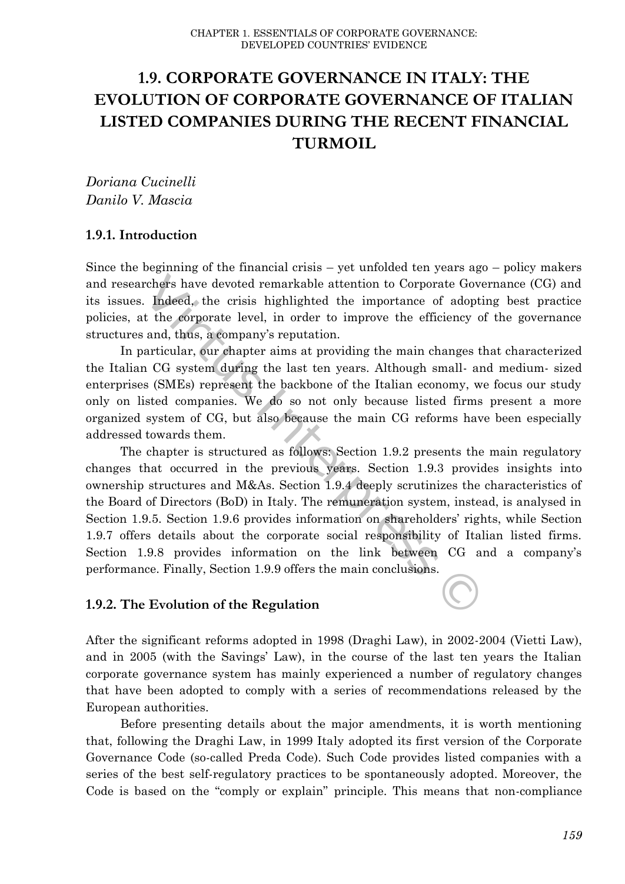# 1.9. CORPORATE GOVERNANCE IN ITALY: THE EVOLUTION OF CORPORATE GOVERNANCE OF ITALIAN LISTED COMPANIES DURING THE RECENT FINANCIAL TURMOIL

*Doriana Cucinelli*
*Danilo V. Mascia*

## 1.9.1. Introduction

Since the beginning of the financial crisis – yet unfolded ten years ago – policy makers and researchers have devoted remarkable attention to Corporate Governance (CG) and its issues. Indeed, the crisis highlighted the importance of adopting best practice policies, at the corporate level, in order to improve the efficiency of the governance structures and, thus, a company's reputation.

In particular, our chapter aims at providing the main changes that characterized the Italian CG system during the last ten years. Although small- and medium- sized enterprises (SMEs) represent the backbone of the Italian economy, we focus our study only on listed companies. We do so not only because listed firms present a more organized system of CG, but also because the main CG reforms have been especially addressed towards them.

The chapter is structured as follows: Section 1.9.2 presents the main regulatory changes that occurred in the previous years. Section 1.9.3 provides insights into ownership structures and M&As. Section 1.9.4 deeply scrutinizes the characteristics of the Board of Directors (BoD) in Italy. The remuneration system, instead, is analysed in Section 1.9.5. Section 1.9.6 provides information on shareholders' rights, while Section 1.9.7 offers details about the corporate social responsibility of Italian listed firms. Section 1.9.8 provides information on the link between CG and a company's performance. Finally, Section 1.9.9 offers the main conclusions.

## 1.9.2. The Evolution of the Regulation

After the significant reforms adopted in 1998 (Draghi Law), in 2002-2004 (Vietti Law), and in 2005 (with the Savings' Law), in the course of the last ten years the Italian corporate governance system has mainly experienced a number of regulatory changes that have been adopted to comply with a series of recommendations released by the European authorities.

Before presenting details about the major amendments, it is worth mentioning that, following the Draghi Law, in 1999 Italy adopted its first version of the Corporate Governance Code (so-called Preda Code). Such Code provides listed companies with a series of the best self-regulatory practices to be spontaneously adopted. Moreover, the Code is based on the "comply or explain" principle. This means that non-compliance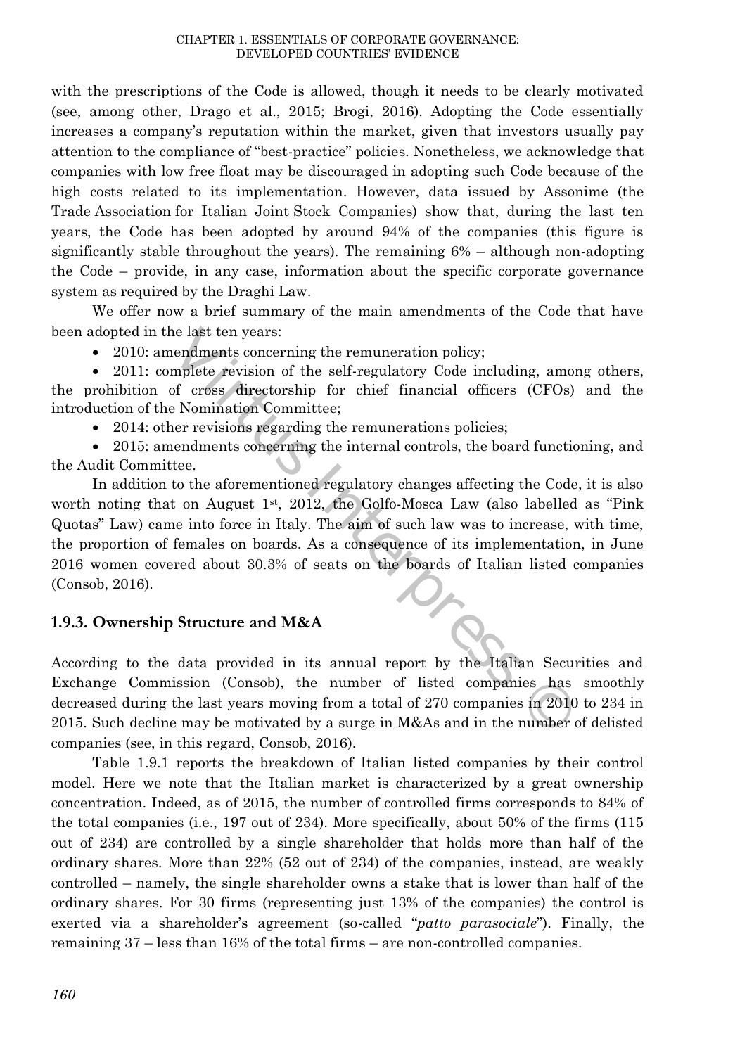with the prescriptions of the Code is allowed, though it needs to be clearly motivated (see, among other, Drago et al., 2015; Brogi, 2016). Adopting the Code essentially increases a company's reputation within the market, given that investors usually pay attention to the compliance of "best-practice" policies. Nonetheless, we acknowledge that companies with low free float may be discouraged in adopting such Code because of the high costs related to its implementation. However, data issued by Assonime (the Trade Association for Italian Joint Stock Companies) show that, during the last ten years, the Code has been adopted by around 94% of the companies (this figure is significantly stable throughout the years). The remaining 6% – although non-adopting the Code – provide, in any case, information about the specific corporate governance system as required by the Draghi Law.

We offer now a brief summary of the main amendments of the Code that have been adopted in the last ten years:

- 2010: amendments concerning the remuneration policy;
- 2011: complete revision of the self-regulatory Code including, among others, the prohibition of cross directorship for chief financial officers (CFOs) and the introduction of the Nomination Committee;
- 2014: other revisions regarding the remunerations policies;
- 2015: amendments concerning the internal controls, the board functioning, and the Audit Committee.

In addition to the aforementioned regulatory changes affecting the Code, it is also worth noting that on August 1st, 2012, the Golfo-Mosca Law (also labelled as "Pink Quotas" Law) came into force in Italy. The aim of such law was to increase, with time, the proportion of females on boards. As a consequence of its implementation, in June 2016 women covered about 30.3% of seats on the boards of Italian listed companies (Consob, 2016).

### 1.9.3. Ownership Structure and M&A

According to the data provided in its annual report by the Italian Securities and Exchange Commission (Consob), the number of listed companies has smoothly decreased during the last years moving from a total of 270 companies in 2010 to 234 in 2015. Such decline may be motivated by a surge in M&As and in the number of delisted companies (see, in this regard, Consob, 2016).

Table 1.9.1 reports the breakdown of Italian listed companies by their control model. Here we note that the Italian market is characterized by a great ownership concentration. Indeed, as of 2015, the number of controlled firms corresponds to 84% of the total companies (i.e., 197 out of 234). More specifically, about 50% of the firms (115 out of 234) are controlled by a single shareholder that holds more than half of the ordinary shares. More than 22% (52 out of 234) of the companies, instead, are weakly controlled – namely, the single shareholder owns a stake that is lower than half of the ordinary shares. For 30 firms (representing just 13% of the companies) the control is exerted via a shareholder's agreement (so-called "*patto parasociale*"). Finally, the remaining 37 – less than 16% of the total firms – are non-controlled companies.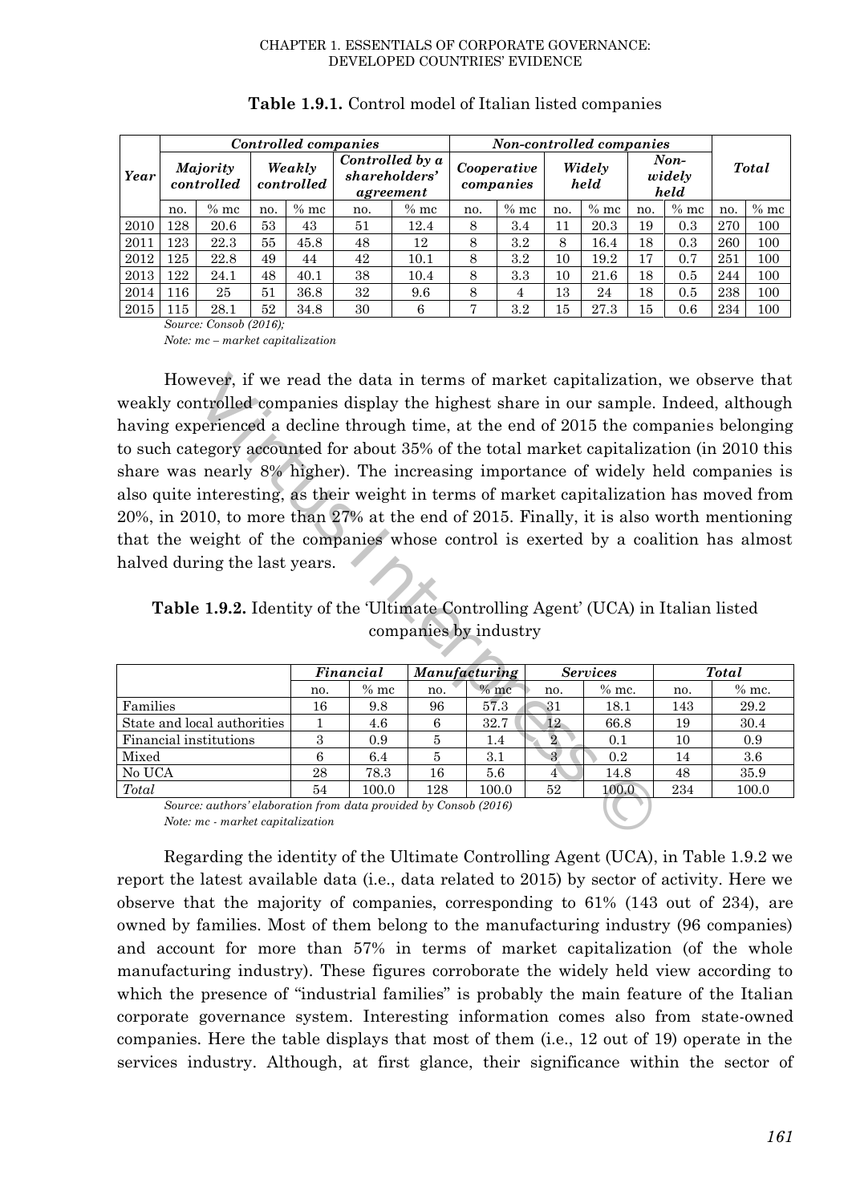**Table 1.9.1.** Control model of Italian listed companies

| Year | *Controlled companies* | | | | | | *Non-controlled companies* | | | | | | *Total* | |
|---|---|---|---|---|---|---|---|---|---|---|---|---|---|---|
| | *Majority controlled* | | *Weakly controlled* | | *Controlled by a shareholders' agreement* | | *Cooperative companies* | | *Widely held* | | *Non-widely held* | | | |
| | no. | % mc | no. | % mc | no. | % mc | no. | % mc | no. | % mc | no. | % mc | no. | % mc |
| 2010 | 128 | 20.6 | 53 | 43 | 51 | 12.4 | 8 | 3.4 | 11 | 20.3 | 19 | 0.3 | 270 | 100 |
| 2011 | 123 | 22.3 | 55 | 45.8 | 48 | 12 | 8 | 3.2 | 8 | 16.4 | 18 | 0.3 | 260 | 100 |
| 2012 | 125 | 22.8 | 49 | 44 | 42 | 10.1 | 8 | 3.2 | 10 | 19.2 | 17 | 0.7 | 251 | 100 |
| 2013 | 122 | 24.1 | 48 | 40.1 | 38 | 10.4 | 8 | 3.3 | 10 | 21.6 | 18 | 0.5 | 244 | 100 |
| 2014 | 116 | 25 | 51 | 36.8 | 32 | 9.6 | 8 | 4 | 13 | 24 | 18 | 0.5 | 238 | 100 |
| 2015 | 115 | 28.1 | 52 | 34.8 | 30 | 6 | 7 | 3.2 | 15 | 27.3 | 15 | 0.6 | 234 | 100 |

*Source: Consob (2016);*

*Note: mc – market capitalization*

However, if we read the data in terms of market capitalization, we observe that weakly controlled companies display the highest share in our sample. Indeed, although having experienced a decline through time, at the end of 2015 the companies belonging to such category accounted for about 35% of the total market capitalization (in 2010 this share was nearly 8% higher). The increasing importance of widely held companies is also quite interesting, as their weight in terms of market capitalization has moved from 20%, in 2010, to more than 27% at the end of 2015. Finally, it is also worth mentioning that the weight of the companies whose control is exerted by a coalition has almost halved during the last years.

**Table 1.9.2.** Identity of the 'Ultimate Controlling Agent' (UCA) in Italian listed companies by industry

| | *Financial* | | *Manufacturing* | | *Services* | | *Total* | |
|---|---|---|---|---|---|---|---|---|
| | no. | % mc | no. | % mc | no. | % mc. | no. | % mc. |
| Families | 16 | 9.8 | 96 | 57.3 | 31 | 18.1 | 143 | 29.2 |
| State and local authorities | 1 | 4.6 | 6 | 32.7 | 12 | 66.8 | 19 | 30.4 |
| Financial institutions | 3 | 0.9 | 5 | 1.4 | 2 | 0.1 | 10 | 0.9 |
| Mixed | 6 | 6.4 | 5 | 3.1 | 3 | 0.2 | 14 | 3.6 |
| No UCA | 28 | 78.3 | 16 | 5.6 | 4 | 14.8 | 48 | 35.9 |
| *Total* | 54 | 100.0 | 128 | 100.0 | 52 | 100.0 | 234 | 100.0 |

*Source: authors' elaboration from data provided by Consob (2016)*

*Note: mc - market capitalization*

Regarding the identity of the Ultimate Controlling Agent (UCA), in Table 1.9.2 we report the latest available data (i.e., data related to 2015) by sector of activity. Here we observe that the majority of companies, corresponding to 61% (143 out of 234), are owned by families. Most of them belong to the manufacturing industry (96 companies) and account for more than 57% in terms of market capitalization (of the whole manufacturing industry). These figures corroborate the widely held view according to which the presence of "industrial families" is probably the main feature of the Italian corporate governance system. Interesting information comes also from state-owned companies. Here the table displays that most of them (i.e., 12 out of 19) operate in the services industry. Although, at first glance, their significance within the sector of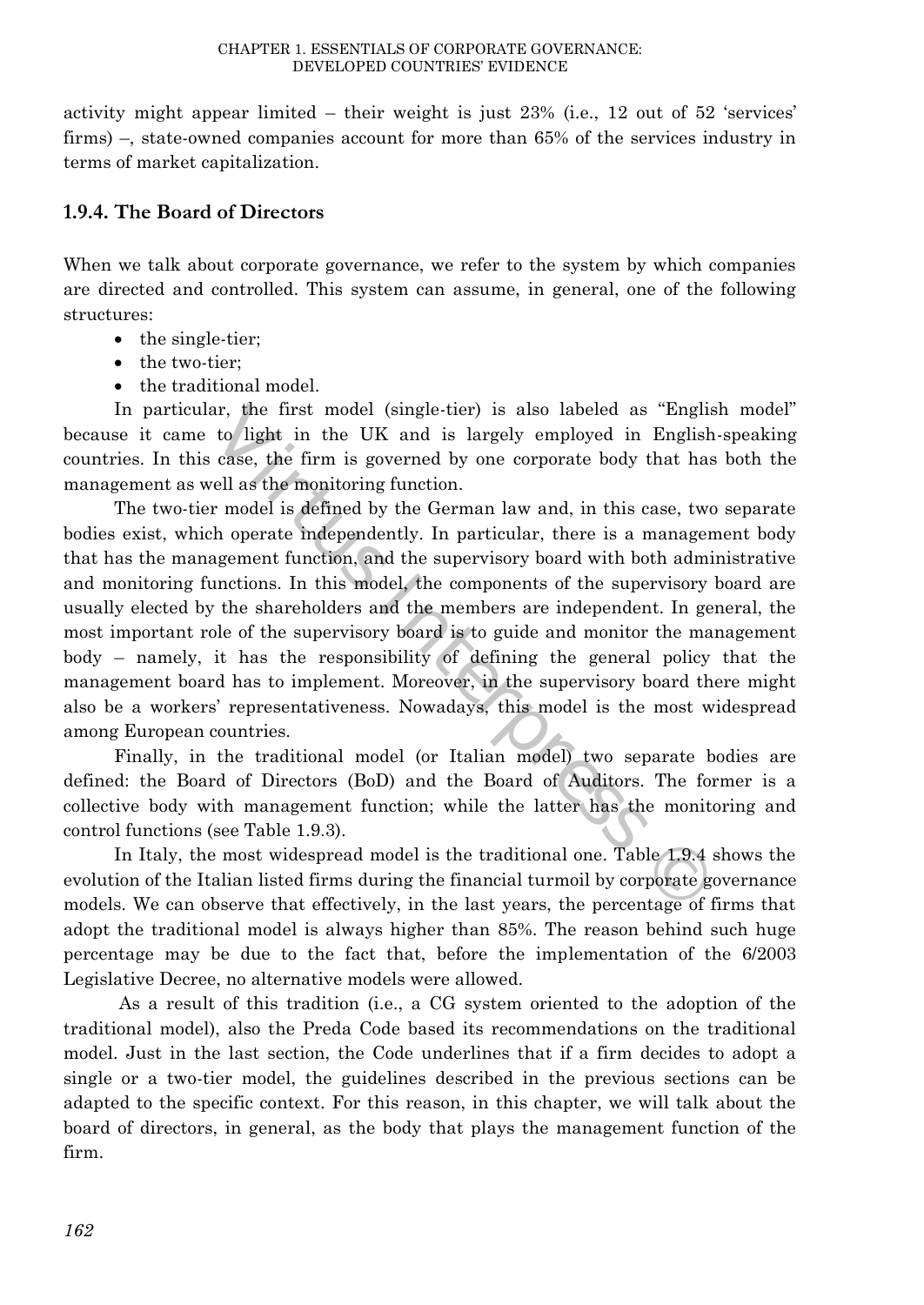activity might appear limited – their weight is just 23% (i.e., 12 out of 52 'services' firms) –, state-owned companies account for more than 65% of the services industry in terms of market capitalization.

### 1.9.4. The Board of Directors

When we talk about corporate governance, we refer to the system by which companies are directed and controlled. This system can assume, in general, one of the following structures:

- the single-tier;
- the two-tier;
- the traditional model.

In particular, the first model (single-tier) is also labeled as "English model" because it came to light in the UK and is largely employed in English-speaking countries. In this case, the firm is governed by one corporate body that has both the management as well as the monitoring function.

The two-tier model is defined by the German law and, in this case, two separate bodies exist, which operate independently. In particular, there is a management body that has the management function, and the supervisory board with both administrative and monitoring functions. In this model, the components of the supervisory board are usually elected by the shareholders and the members are independent. In general, the most important role of the supervisory board is to guide and monitor the management body – namely, it has the responsibility of defining the general policy that the management board has to implement. Moreover, in the supervisory board there might also be a workers' representativeness. Nowadays, this model is the most widespread among European countries.

Finally, in the traditional model (or Italian model) two separate bodies are defined: the Board of Directors (BoD) and the Board of Auditors. The former is a collective body with management function; while the latter has the monitoring and control functions (see Table 1.9.3).

In Italy, the most widespread model is the traditional one. Table 1.9.4 shows the evolution of the Italian listed firms during the financial turmoil by corporate governance models. We can observe that effectively, in the last years, the percentage of firms that adopt the traditional model is always higher than 85%. The reason behind such huge percentage may be due to the fact that, before the implementation of the 6/2003 Legislative Decree, no alternative models were allowed.

As a result of this tradition (i.e., a CG system oriented to the adoption of the traditional model), also the Preda Code based its recommendations on the traditional model. Just in the last section, the Code underlines that if a firm decides to adopt a single or a two-tier model, the guidelines described in the previous sections can be adapted to the specific context. For this reason, in this chapter, we will talk about the board of directors, in general, as the body that plays the management function of the firm.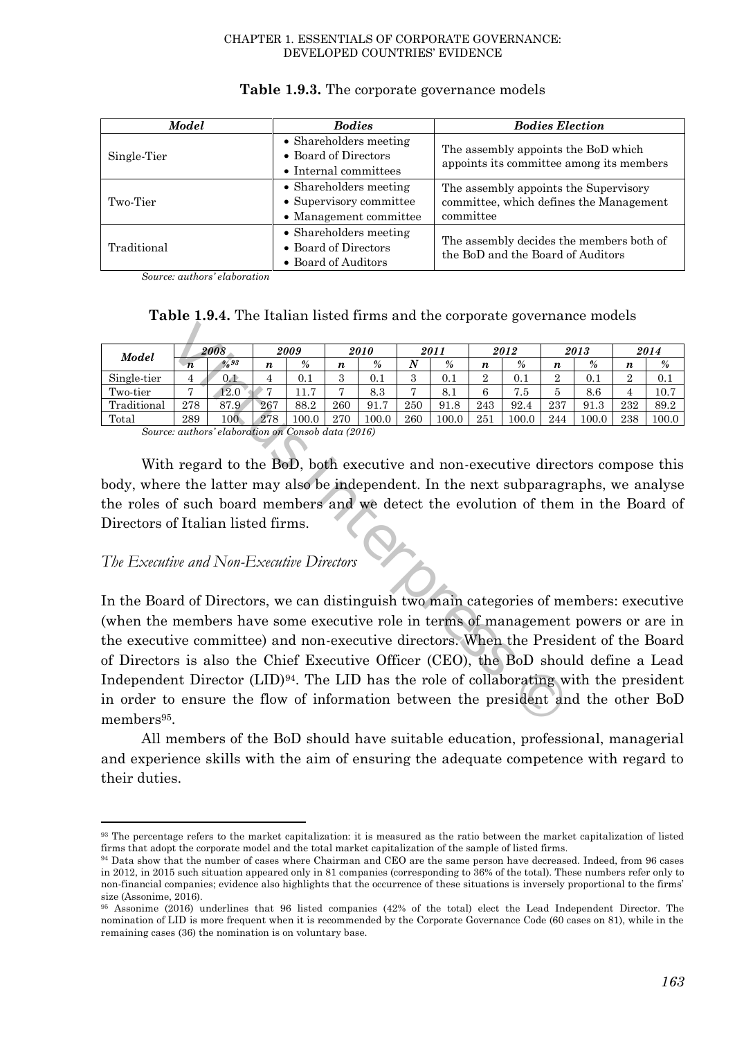**Table 1.9.3.** The corporate governance models

| *Model* | *Bodies* | *Bodies Election* |
|---|---|---|
| Single-Tier | • Shareholders meeting<br>• Board of Directors<br>• Internal committees | The assembly appoints the BoD which appoints its committee among its members |
| Two-Tier | • Shareholders meeting<br>• Supervisory committee<br>• Management committee | The assembly appoints the Supervisory committee, which defines the Management committee |
| Traditional | • Shareholders meeting<br>• Board of Directors<br>• Board of Auditors | The assembly decides the members both of the BoD and the Board of Auditors |

*Source: authors' elaboration*

**Table 1.9.4.** The Italian listed firms and the corporate governance models

| *Model* | *2008* | | *2009* | | *2010* | | *2011* | | *2012* | | *2013* | | *2014* | |
|---|---|---|---|---|---|---|---|---|---|---|---|---|---|---|
| | *n* | *%*[93] | *n* | *%* | *n* | *%* | *N* | *%* | *n* | *%* | *n* | *%* | *n* | *%* |
| Single-tier | 4 | 0.1 | 4 | 0.1 | 3 | 0.1 | 3 | 0.1 | 2 | 0.1 | 2 | 0.1 | 2 | 0.1 |
| Two-tier | 7 | 12.0 | 7 | 11.7 | 7 | 8.3 | 7 | 8.1 | 6 | 7.5 | 5 | 8.6 | 4 | 10.7 |
| Traditional | 278 | 87.9 | 267 | 88.2 | 260 | 91.7 | 250 | 91.8 | 243 | 92.4 | 237 | 91.3 | 232 | 89.2 |
| Total | 289 | 100 | 278 | 100.0 | 270 | 100.0 | 260 | 100.0 | 251 | 100.0 | 244 | 100.0 | 238 | 100.0 |

*Source: authors' elaboration on Consob data (2016)*

With regard to the BoD, both executive and non-executive directors compose this body, where the latter may also be independent. In the next subparagraphs, we analyse the roles of such board members and we detect the evolution of them in the Board of Directors of Italian listed firms.

### *The Executive and Non-Executive Directors*

In the Board of Directors, we can distinguish two main categories of members: executive (when the members have some executive role in terms of management powers or are in the executive committee) and non-executive directors. When the President of the Board of Directors is also the Chief Executive Officer (CEO), the BoD should define a Lead Independent Director (LID)[94]. The LID has the role of collaborating with the president in order to ensure the flow of information between the president and the other BoD members[95].

All members of the BoD should have suitable education, professional, managerial and experience skills with the aim of ensuring the adequate competence with regard to their duties.

---

[93] The percentage refers to the market capitalization: it is measured as the ratio between the market capitalization of listed firms that adopt the corporate model and the total market capitalization of the sample of listed firms.

[94] Data show that the number of cases where Chairman and CEO are the same person have decreased. Indeed, from 96 cases in 2012, in 2015 such situation appeared only in 81 companies (corresponding to 36% of the total). These numbers refer only to non-financial companies; evidence also highlights that the occurrence of these situations is inversely proportional to the firms' size (Assonime, 2016).

[95] Assonime (2016) underlines that 96 listed companies (42% of the total) elect the Lead Independent Director. The nomination of LID is more frequent when it is recommended by the Corporate Governance Code (60 cases on 81), while in the remaining cases (36) the nomination is on voluntary base.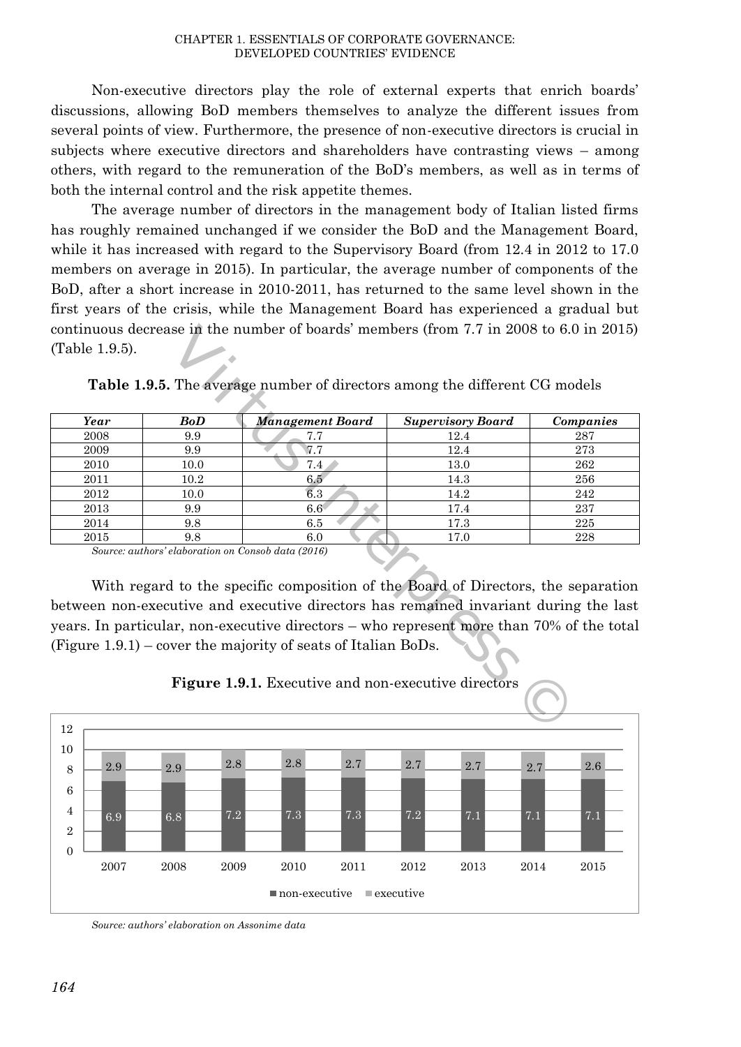Non-executive directors play the role of external experts that enrich boards' discussions, allowing BoD members themselves to analyze the different issues from several points of view. Furthermore, the presence of non-executive directors is crucial in subjects where executive directors and shareholders have contrasting views – among others, with regard to the remuneration of the BoD's members, as well as in terms of both the internal control and the risk appetite themes.

The average number of directors in the management body of Italian listed firms has roughly remained unchanged if we consider the BoD and the Management Board, while it has increased with regard to the Supervisory Board (from 12.4 in 2012 to 17.0 members on average in 2015). In particular, the average number of components of the BoD, after a short increase in 2010-2011, has returned to the same level shown in the first years of the crisis, while the Management Board has experienced a gradual but continuous decrease in the number of boards' members (from 7.7 in 2008 to 6.0 in 2015) (Table 1.9.5).

**Table 1.9.5.** The average number of directors among the different CG models

| *Year* | *BoD* | *Management Board* | *Supervisory Board* | *Companies* |
|---|---|---|---|---|
| 2008 | 9.9 | 7.7 | 12.4 | 287 |
| 2009 | 9.9 | 7.7 | 12.4 | 273 |
| 2010 | 10.0 | 7.4 | 13.0 | 262 |
| 2011 | 10.2 | 6.5 | 14.3 | 256 |
| 2012 | 10.0 | 6.3 | 14.2 | 242 |
| 2013 | 9.9 | 6.6 | 17.4 | 237 |
| 2014 | 9.8 | 6.5 | 17.3 | 225 |
| 2015 | 9.8 | 6.0 | 17.0 | 228 |

*Source: authors' elaboration on Consob data (2016)*

With regard to the specific composition of the Board of Directors, the separation between non-executive and executive directors has remained invariant during the last years. In particular, non-executive directors – who represent more than 70% of the total (Figure 1.9.1) – cover the majority of seats of Italian BoDs.

**Figure 1.9.1.** Executive and non-executive directors

| Year | non-executive | executive |
|---|---|---|
| 2007 | 6.9 | 2.9 |
| 2008 | 6.8 | 2.9 |
| 2009 | 7.2 | 2.8 |
| 2010 | 7.3 | 2.8 |
| 2011 | 7.3 | 2.7 |
| 2012 | 7.2 | 2.7 |
| 2013 | 7.1 | 2.7 |
| 2014 | 7.1 | 2.7 |
| 2015 | 7.1 | 2.6 |

*Source: authors' elaboration on Assonime data*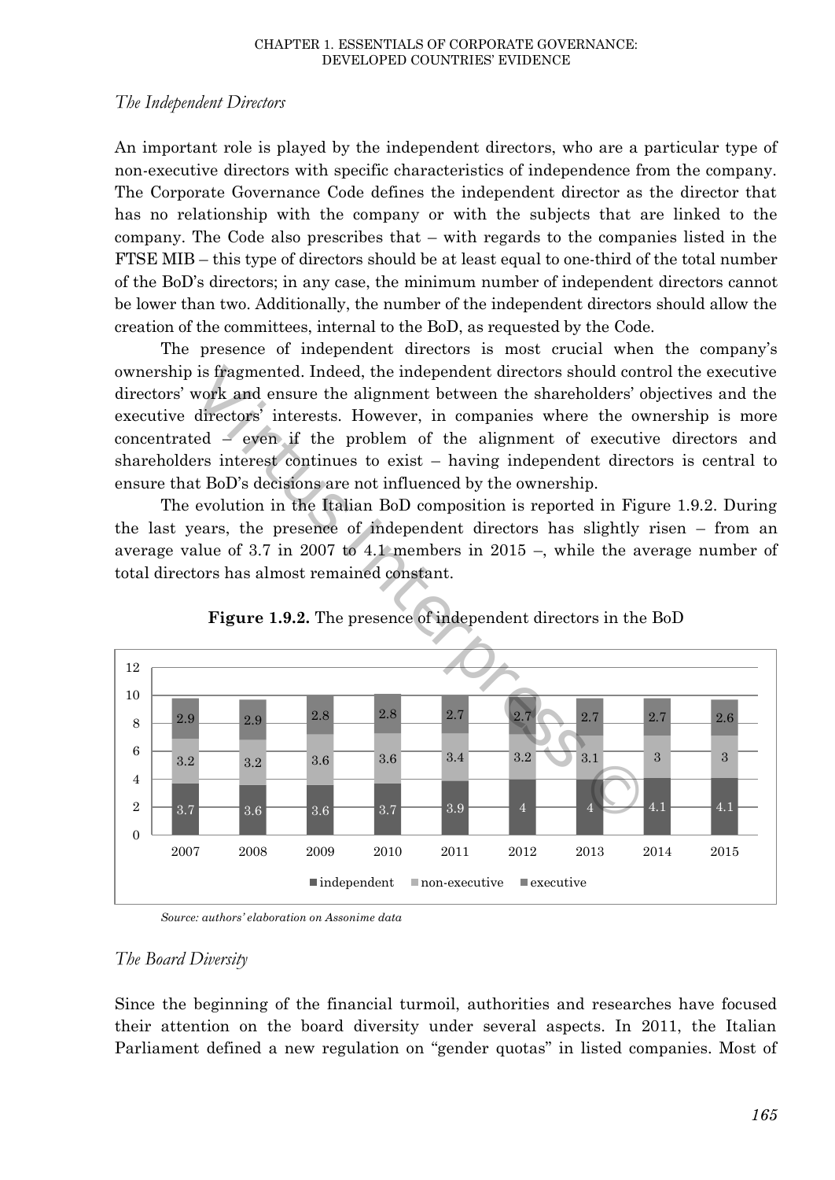*The Independent Directors*

An important role is played by the independent directors, who are a particular type of non-executive directors with specific characteristics of independence from the company. The Corporate Governance Code defines the independent director as the director that has no relationship with the company or with the subjects that are linked to the company. The Code also prescribes that – with regards to the companies listed in the FTSE MIB – this type of directors should be at least equal to one-third of the total number of the BoD's directors; in any case, the minimum number of independent directors cannot be lower than two. Additionally, the number of the independent directors should allow the creation of the committees, internal to the BoD, as requested by the Code.

The presence of independent directors is most crucial when the company's ownership is fragmented. Indeed, the independent directors should control the executive directors' work and ensure the alignment between the shareholders' objectives and the executive directors' interests. However, in companies where the ownership is more concentrated – even if the problem of the alignment of executive directors and shareholders interest continues to exist – having independent directors is central to ensure that BoD's decisions are not influenced by the ownership.

The evolution in the Italian BoD composition is reported in Figure 1.9.2. During the last years, the presence of independent directors has slightly risen – from an average value of 3.7 in 2007 to 4.1 members in 2015 –, while the average number of total directors has almost remained constant.

**Figure 1.9.2.** The presence of independent directors in the BoD

| | 2007 | 2008 | 2009 | 2010 | 2011 | 2012 | 2013 | 2014 | 2015 |
|---|---|---|---|---|---|---|---|---|---|
| independent | 3.7 | 3.6 | 3.6 | 3.7 | 3.9 | 4 | 4 | 4.1 | 4.1 |
| non-executive | 3.2 | 3.2 | 3.6 | 3.6 | 3.4 | 3.2 | 3.1 | 3 | 3 |
| executive | 2.9 | 2.9 | 2.8 | 2.8 | 2.7 | 2.7 | 2.7 | 2.7 | 2.6 |

*Source: authors' elaboration on Assonime data*

*The Board Diversity*

Since the beginning of the financial turmoil, authorities and researches have focused their attention on the board diversity under several aspects. In 2011, the Italian Parliament defined a new regulation on "gender quotas" in listed companies. Most of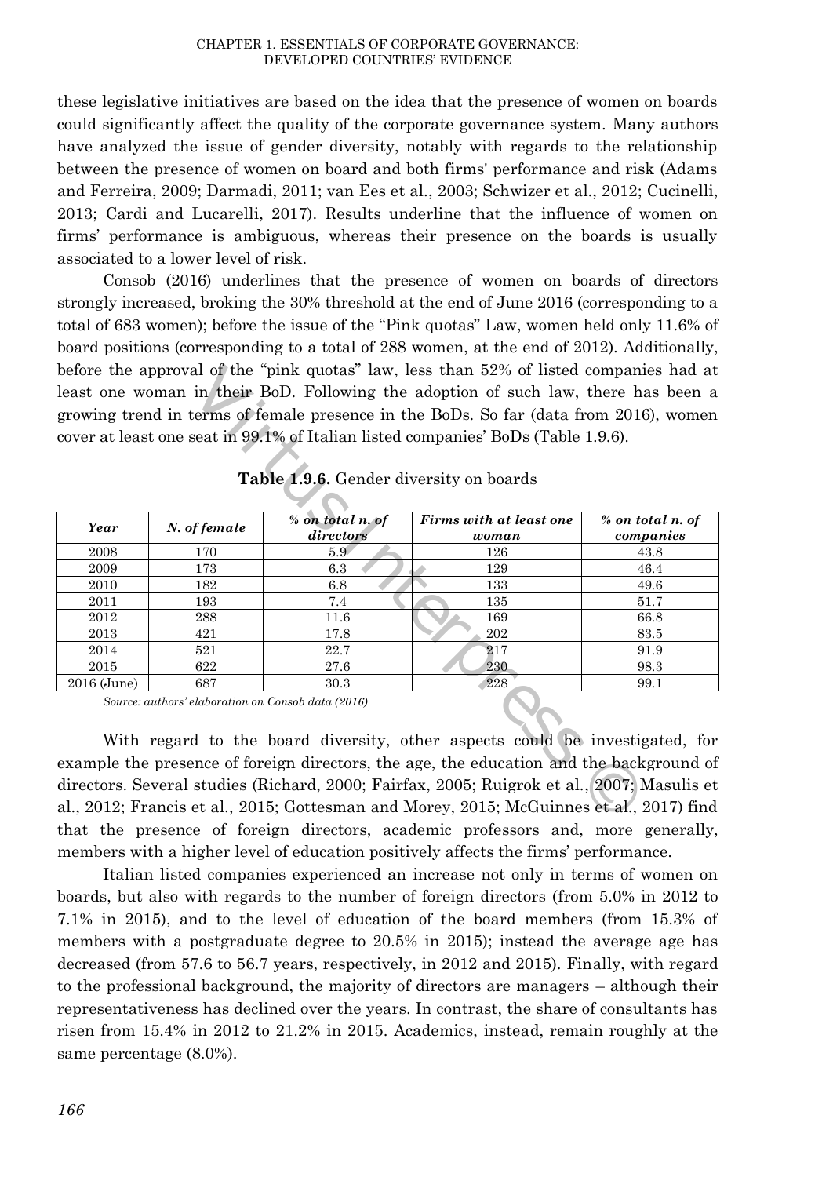these legislative initiatives are based on the idea that the presence of women on boards could significantly affect the quality of the corporate governance system. Many authors have analyzed the issue of gender diversity, notably with regards to the relationship between the presence of women on board and both firms' performance and risk (Adams and Ferreira, 2009; Darmadi, 2011; van Ees et al., 2003; Schwizer et al., 2012; Cucinelli, 2013; Cardi and Lucarelli, 2017). Results underline that the influence of women on firms' performance is ambiguous, whereas their presence on the boards is usually associated to a lower level of risk.

Consob (2016) underlines that the presence of women on boards of directors strongly increased, broking the 30% threshold at the end of June 2016 (corresponding to a total of 683 women); before the issue of the "Pink quotas" Law, women held only 11.6% of board positions (corresponding to a total of 288 women, at the end of 2012). Additionally, before the approval of the "pink quotas" law, less than 52% of listed companies had at least one woman in their BoD. Following the adoption of such law, there has been a growing trend in terms of female presence in the BoDs. So far (data from 2016), women cover at least one seat in 99.1% of Italian listed companies' BoDs (Table 1.9.6).

**Table 1.9.6.** Gender diversity on boards

| *Year* | *N. of female* | *% on total n. of directors* | *Firms with at least one woman* | *% on total n. of companies* |
|---|---|---|---|---|
| 2008 | 170 | 5.9 | 126 | 43.8 |
| 2009 | 173 | 6.3 | 129 | 46.4 |
| 2010 | 182 | 6.8 | 133 | 49.6 |
| 2011 | 193 | 7.4 | 135 | 51.7 |
| 2012 | 288 | 11.6 | 169 | 66.8 |
| 2013 | 421 | 17.8 | 202 | 83.5 |
| 2014 | 521 | 22.7 | 217 | 91.9 |
| 2015 | 622 | 27.6 | 230 | 98.3 |
| 2016 (June) | 687 | 30.3 | 228 | 99.1 |

*Source: authors' elaboration on Consob data (2016)*

With regard to the board diversity, other aspects could be investigated, for example the presence of foreign directors, the age, the education and the background of directors. Several studies (Richard, 2000; Fairfax, 2005; Ruigrok et al., 2007; Masulis et al., 2012; Francis et al., 2015; Gottesman and Morey, 2015; McGuinnes et al., 2017) find that the presence of foreign directors, academic professors and, more generally, members with a higher level of education positively affects the firms' performance.

Italian listed companies experienced an increase not only in terms of women on boards, but also with regards to the number of foreign directors (from 5.0% in 2012 to 7.1% in 2015), and to the level of education of the board members (from 15.3% of members with a postgraduate degree to 20.5% in 2015); instead the average age has decreased (from 57.6 to 56.7 years, respectively, in 2012 and 2015). Finally, with regard to the professional background, the majority of directors are managers – although their representativeness has declined over the years. In contrast, the share of consultants has risen from 15.4% in 2012 to 21.2% in 2015. Academics, instead, remain roughly at the same percentage (8.0%).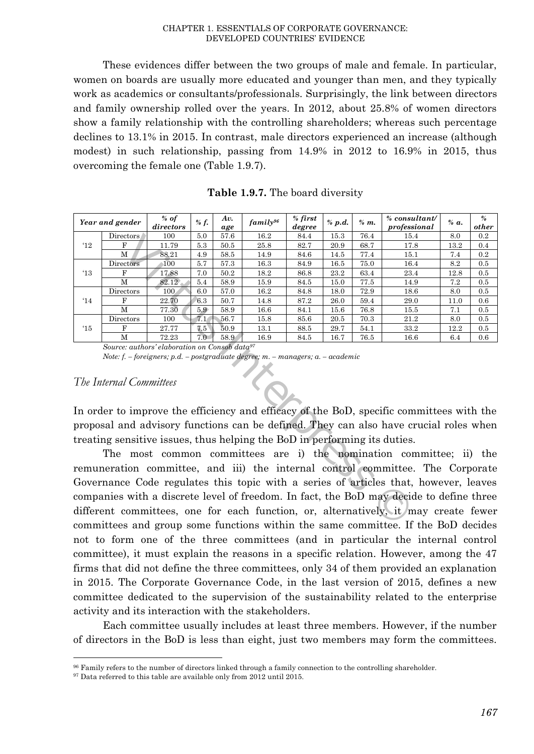These evidences differ between the two groups of male and female. In particular, women on boards are usually more educated and younger than men, and they typically work as academics or consultants/professionals. Surprisingly, the link between directors and family ownership rolled over the years. In 2012, about 25.8% of women directors show a family relationship with the controlling shareholders; whereas such percentage declines to 13.1% in 2015. In contrast, male directors experienced an increase (although modest) in such relationship, passing from 14.9% in 2012 to 16.9% in 2015, thus overcoming the female one (Table 1.9.7).

**Table 1.9.7.** The board diversity

| Year and gender | | % of directors | % f. | Av. age | family[96] | % first degree | % p.d. | % m. | % consultant/ professional | % a. | % other |
|---|---|---|---|---|---|---|---|---|---|---|---|
| '12 | Directors | 100 | 5.0 | 57.6 | 16.2 | 84.4 | 15.3 | 76.4 | 15.4 | 8.0 | 0.2 |
| | F | 11.79 | 5.3 | 50.5 | 25.8 | 82.7 | 20.9 | 68.7 | 17.8 | 13.2 | 0.4 |
| | M | 88.21 | 4.9 | 58.5 | 14.9 | 84.6 | 14.5 | 77.4 | 15.1 | 7.4 | 0.2 |
| '13 | Directors | 100 | 5.7 | 57.3 | 16.3 | 84.9 | 16.5 | 75.0 | 16.4 | 8.2 | 0.5 |
| | F | 17.88 | 7.0 | 50.2 | 18.2 | 86.8 | 23.2 | 63.4 | 23.4 | 12.8 | 0.5 |
| | M | 82.12 | 5.4 | 58.9 | 15.9 | 84.5 | 15.0 | 77.5 | 14.9 | 7.2 | 0.5 |
| '14 | Directors | 100 | 6.0 | 57.0 | 16.2 | 84.8 | 18.0 | 72.9 | 18.6 | 8.0 | 0.5 |
| | F | 22.70 | 6.3 | 50.7 | 14.8 | 87.2 | 26.0 | 59.4 | 29.0 | 11.0 | 0.6 |
| | M | 77.30 | 5.9 | 58.9 | 16.6 | 84.1 | 15.6 | 76.8 | 15.5 | 7.1 | 0.5 |
| '15 | Directors | 100 | 7.1 | 56.7 | 15.8 | 85.6 | 20.5 | 70.3 | 21.2 | 8.0 | 0.5 |
| | F | 27.77 | 7.5 | 50.9 | 13.1 | 88.5 | 29.7 | 54.1 | 33.2 | 12.2 | 0.5 |
| | M | 72.23 | 7.0 | 58.9 | 16.9 | 84.5 | 16.7 | 76.5 | 16.6 | 6.4 | 0.6 |

*Source: authors' elaboration on Consob data[97]*

*Note: f. – foreigners; p.d. – postgraduate degree; m. – managers; a. – academic*

### *The Internal Committees*

In order to improve the efficiency and efficacy of the BoD, specific committees with the proposal and advisory functions can be defined. They can also have crucial roles when treating sensitive issues, thus helping the BoD in performing its duties.

The most common committees are i) the nomination committee; ii) the remuneration committee, and iii) the internal control committee. The Corporate Governance Code regulates this topic with a series of articles that, however, leaves companies with a discrete level of freedom. In fact, the BoD may decide to define three different committees, one for each function, or, alternatively, it may create fewer committees and group some functions within the same committee. If the BoD decides not to form one of the three committees (and in particular the internal control committee), it must explain the reasons in a specific relation. However, among the 47 firms that did not define the three committees, only 34 of them provided an explanation in 2015. The Corporate Governance Code, in the last version of 2015, defines a new committee dedicated to the supervision of the sustainability related to the enterprise activity and its interaction with the stakeholders.

Each committee usually includes at least three members. However, if the number of directors in the BoD is less than eight, just two members may form the committees.

---

[96] Family refers to the number of directors linked through a family connection to the controlling shareholder.

[97] Data referred to this table are available only from 2012 until 2015.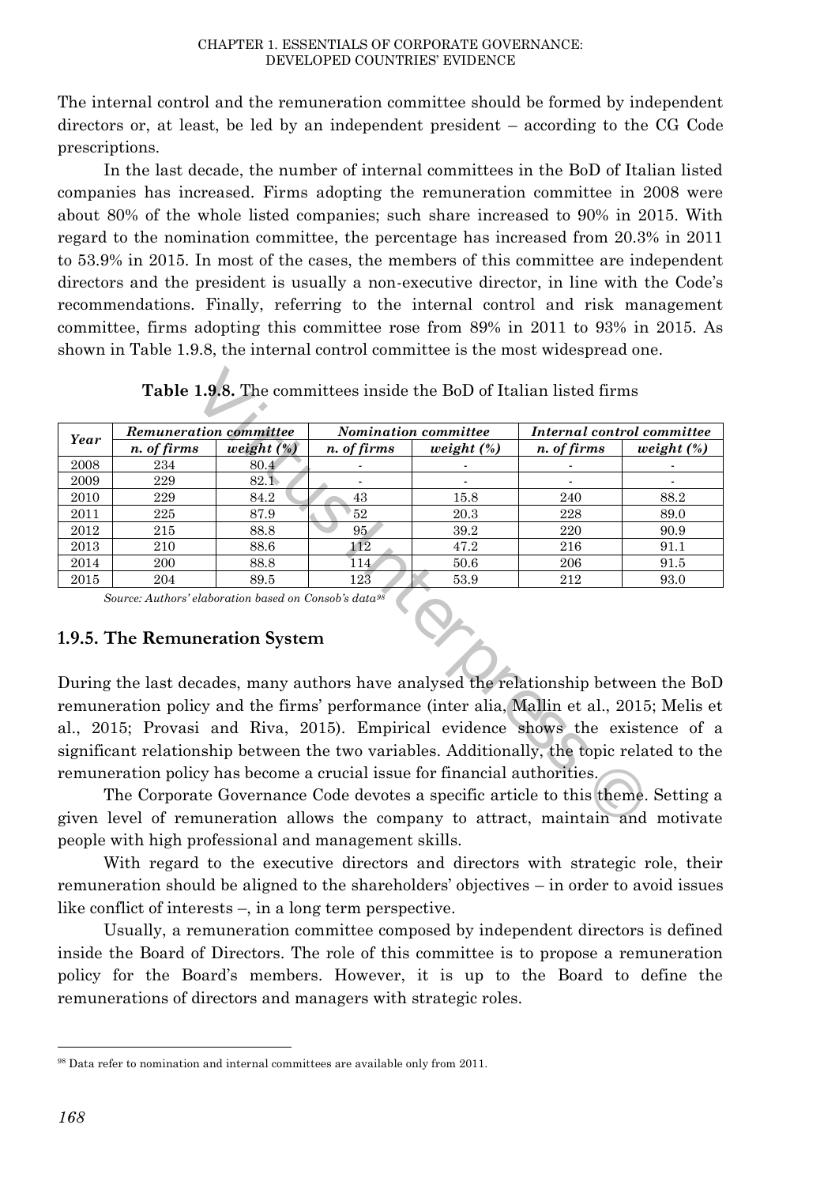The internal control and the remuneration committee should be formed by independent directors or, at least, be led by an independent president – according to the CG Code prescriptions.

In the last decade, the number of internal committees in the BoD of Italian listed companies has increased. Firms adopting the remuneration committee in 2008 were about 80% of the whole listed companies; such share increased to 90% in 2015. With regard to the nomination committee, the percentage has increased from 20.3% in 2011 to 53.9% in 2015. In most of the cases, the members of this committee are independent directors and the president is usually a non-executive director, in line with the Code's recommendations. Finally, referring to the internal control and risk management committee, firms adopting this committee rose from 89% in 2011 to 93% in 2015. As shown in Table 1.9.8, the internal control committee is the most widespread one.

**Table 1.9.8.** The committees inside the BoD of Italian listed firms

| *Year* | *Remuneration committee* | | *Nomination committee* | | *Internal control committee* | |
|---|---|---|---|---|---|---|
| | *n. of firms* | *weight (%)* | *n. of firms* | *weight (%)* | *n. of firms* | *weight (%)* |
| 2008 | 234 | 80.4 | - | - | - | - |
| 2009 | 229 | 82.1 | - | - | - | - |
| 2010 | 229 | 84.2 | 43 | 15.8 | 240 | 88.2 |
| 2011 | 225 | 87.9 | 52 | 20.3 | 228 | 89.0 |
| 2012 | 215 | 88.8 | 95 | 39.2 | 220 | 90.9 |
| 2013 | 210 | 88.6 | 112 | 47.2 | 216 | 91.1 |
| 2014 | 200 | 88.8 | 114 | 50.6 | 206 | 91.5 |
| 2015 | 204 | 89.5 | 123 | 53.9 | 212 | 93.0 |

*Source: Authors' elaboration based on Consob's data*[98]

### 1.9.5. The Remuneration System

During the last decades, many authors have analysed the relationship between the BoD remuneration policy and the firms' performance (inter alia, Mallin et al., 2015; Melis et al., 2015; Provasi and Riva, 2015). Empirical evidence shows the existence of a significant relationship between the two variables. Additionally, the topic related to the remuneration policy has become a crucial issue for financial authorities.

The Corporate Governance Code devotes a specific article to this theme. Setting a given level of remuneration allows the company to attract, maintain and motivate people with high professional and management skills.

With regard to the executive directors and directors with strategic role, their remuneration should be aligned to the shareholders' objectives – in order to avoid issues like conflict of interests –, in a long term perspective.

Usually, a remuneration committee composed by independent directors is defined inside the Board of Directors. The role of this committee is to propose a remuneration policy for the Board's members. However, it is up to the Board to define the remunerations of directors and managers with strategic roles.

[98] Data refer to nomination and internal committees are available only from 2011.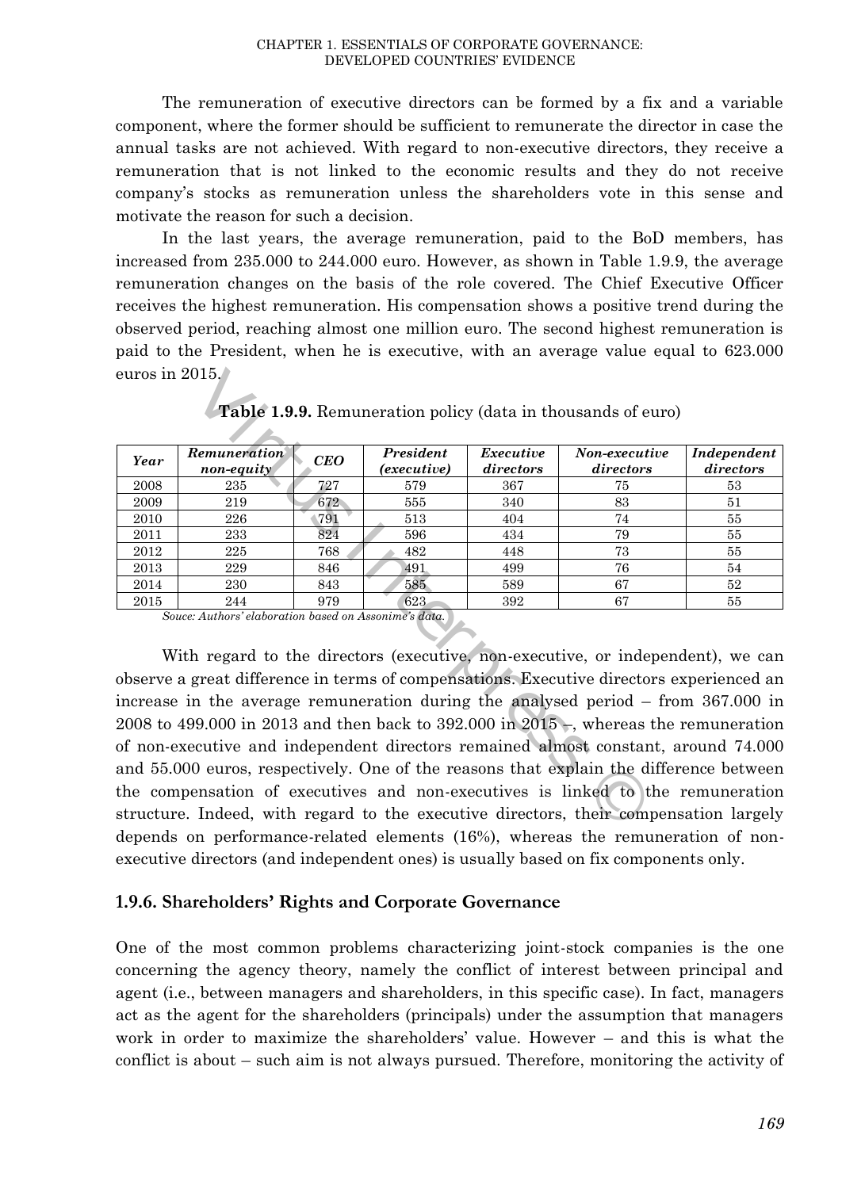The remuneration of executive directors can be formed by a fix and a variable component, where the former should be sufficient to remunerate the director in case the annual tasks are not achieved. With regard to non-executive directors, they receive a remuneration that is not linked to the economic results and they do not receive company's stocks as remuneration unless the shareholders vote in this sense and motivate the reason for such a decision.

In the last years, the average remuneration, paid to the BoD members, has increased from 235.000 to 244.000 euro. However, as shown in Table 1.9.9, the average remuneration changes on the basis of the role covered. The Chief Executive Officer receives the highest remuneration. His compensation shows a positive trend during the observed period, reaching almost one million euro. The second highest remuneration is paid to the President, when he is executive, with an average value equal to 623.000 euros in 2015.

**Table 1.9.9.** Remuneration policy (data in thousands of euro)

| *Year* | *Remuneration non-equity* | *CEO* | *President (executive)* | *Executive directors* | *Non-executive directors* | *Independent directors* |
|---|---|---|---|---|---|---|
| 2008 | 235 | 727 | 579 | 367 | 75 | 53 |
| 2009 | 219 | 672 | 555 | 340 | 83 | 51 |
| 2010 | 226 | 791 | 513 | 404 | 74 | 55 |
| 2011 | 233 | 824 | 596 | 434 | 79 | 55 |
| 2012 | 225 | 768 | 482 | 448 | 73 | 55 |
| 2013 | 229 | 846 | 491 | 499 | 76 | 54 |
| 2014 | 230 | 843 | 585 | 589 | 67 | 52 |
| 2015 | 244 | 979 | 623 | 392 | 67 | 55 |

*Souce: Authors' elaboration based on Assonime's data.*

With regard to the directors (executive, non-executive, or independent), we can observe a great difference in terms of compensations. Executive directors experienced an increase in the average remuneration during the analysed period – from 367.000 in 2008 to 499.000 in 2013 and then back to 392.000 in 2015 –, whereas the remuneration of non-executive and independent directors remained almost constant, around 74.000 and 55.000 euros, respectively. One of the reasons that explain the difference between the compensation of executives and non-executives is linked to the remuneration structure. Indeed, with regard to the executive directors, their compensation largely depends on performance-related elements (16%), whereas the remuneration of non-executive directors (and independent ones) is usually based on fix components only.

### 1.9.6. Shareholders' Rights and Corporate Governance

One of the most common problems characterizing joint-stock companies is the one concerning the agency theory, namely the conflict of interest between principal and agent (i.e., between managers and shareholders, in this specific case). In fact, managers act as the agent for the shareholders (principals) under the assumption that managers work in order to maximize the shareholders' value. However – and this is what the conflict is about – such aim is not always pursued. Therefore, monitoring the activity of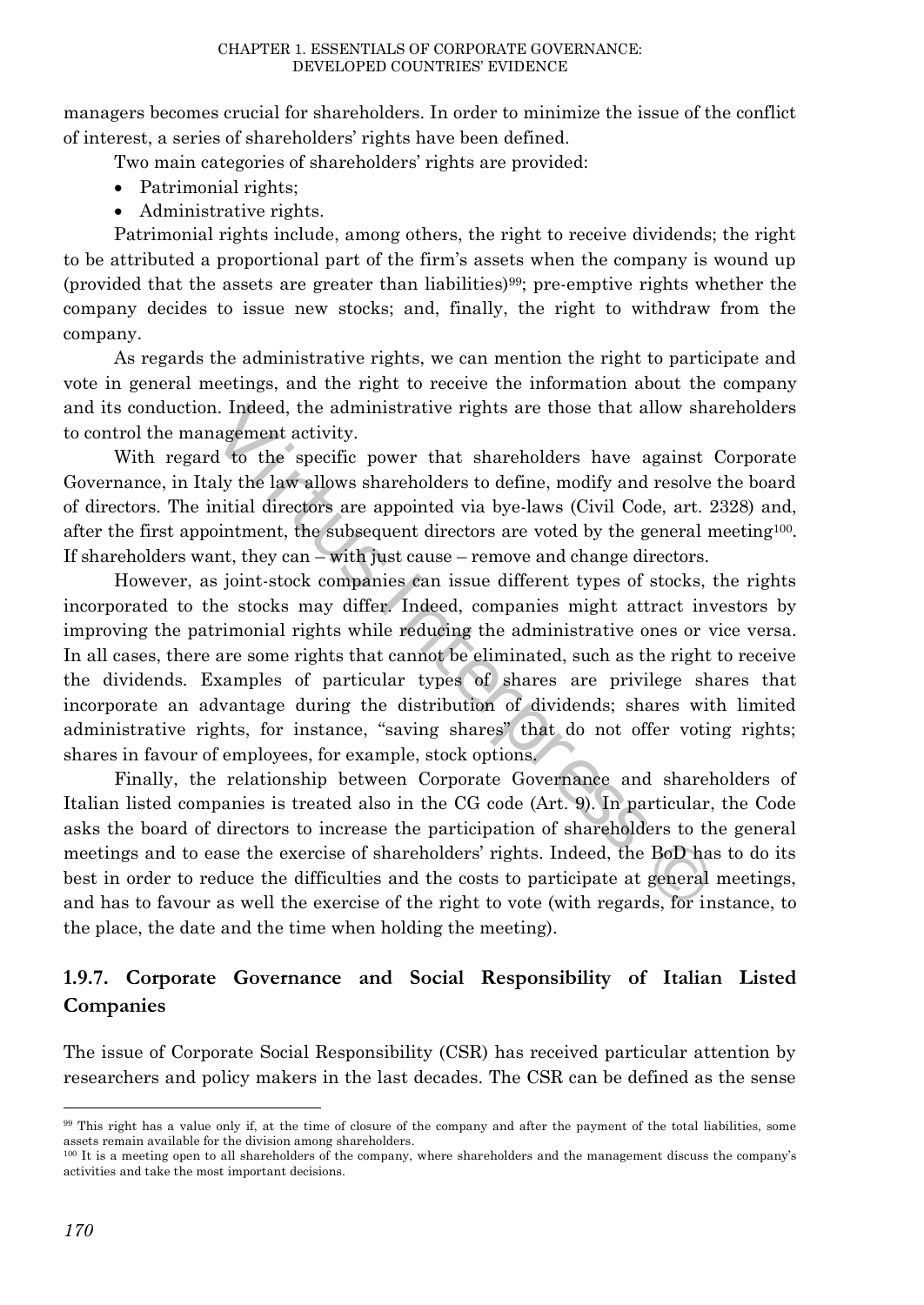managers becomes crucial for shareholders. In order to minimize the issue of the conflict of interest, a series of shareholders' rights have been defined.

Two main categories of shareholders' rights are provided:

- Patrimonial rights;
- Administrative rights.

Patrimonial rights include, among others, the right to receive dividends; the right to be attributed a proportional part of the firm's assets when the company is wound up (provided that the assets are greater than liabilities)[99]; pre-emptive rights whether the company decides to issue new stocks; and, finally, the right to withdraw from the company.

As regards the administrative rights, we can mention the right to participate and vote in general meetings, and the right to receive the information about the company and its conduction. Indeed, the administrative rights are those that allow shareholders to control the management activity.

With regard to the specific power that shareholders have against Corporate Governance, in Italy the law allows shareholders to define, modify and resolve the board of directors. The initial directors are appointed via bye-laws (Civil Code, art. 2328) and, after the first appointment, the subsequent directors are voted by the general meeting[100]. If shareholders want, they can – with just cause – remove and change directors.

However, as joint-stock companies can issue different types of stocks, the rights incorporated to the stocks may differ. Indeed, companies might attract investors by improving the patrimonial rights while reducing the administrative ones or vice versa. In all cases, there are some rights that cannot be eliminated, such as the right to receive the dividends. Examples of particular types of shares are privilege shares that incorporate an advantage during the distribution of dividends; shares with limited administrative rights, for instance, "saving shares" that do not offer voting rights; shares in favour of employees, for example, stock options.

Finally, the relationship between Corporate Governance and shareholders of Italian listed companies is treated also in the CG code (Art. 9). In particular, the Code asks the board of directors to increase the participation of shareholders to the general meetings and to ease the exercise of shareholders' rights. Indeed, the BoD has to do its best in order to reduce the difficulties and the costs to participate at general meetings, and has to favour as well the exercise of the right to vote (with regards, for instance, to the place, the date and the time when holding the meeting).

### 1.9.7. Corporate Governance and Social Responsibility of Italian Listed Companies

The issue of Corporate Social Responsibility (CSR) has received particular attention by researchers and policy makers in the last decades. The CSR can be defined as the sense

---

[99] This right has a value only if, at the time of closure of the company and after the payment of the total liabilities, some assets remain available for the division among shareholders.

[100] It is a meeting open to all shareholders of the company, where shareholders and the management discuss the company's activities and take the most important decisions.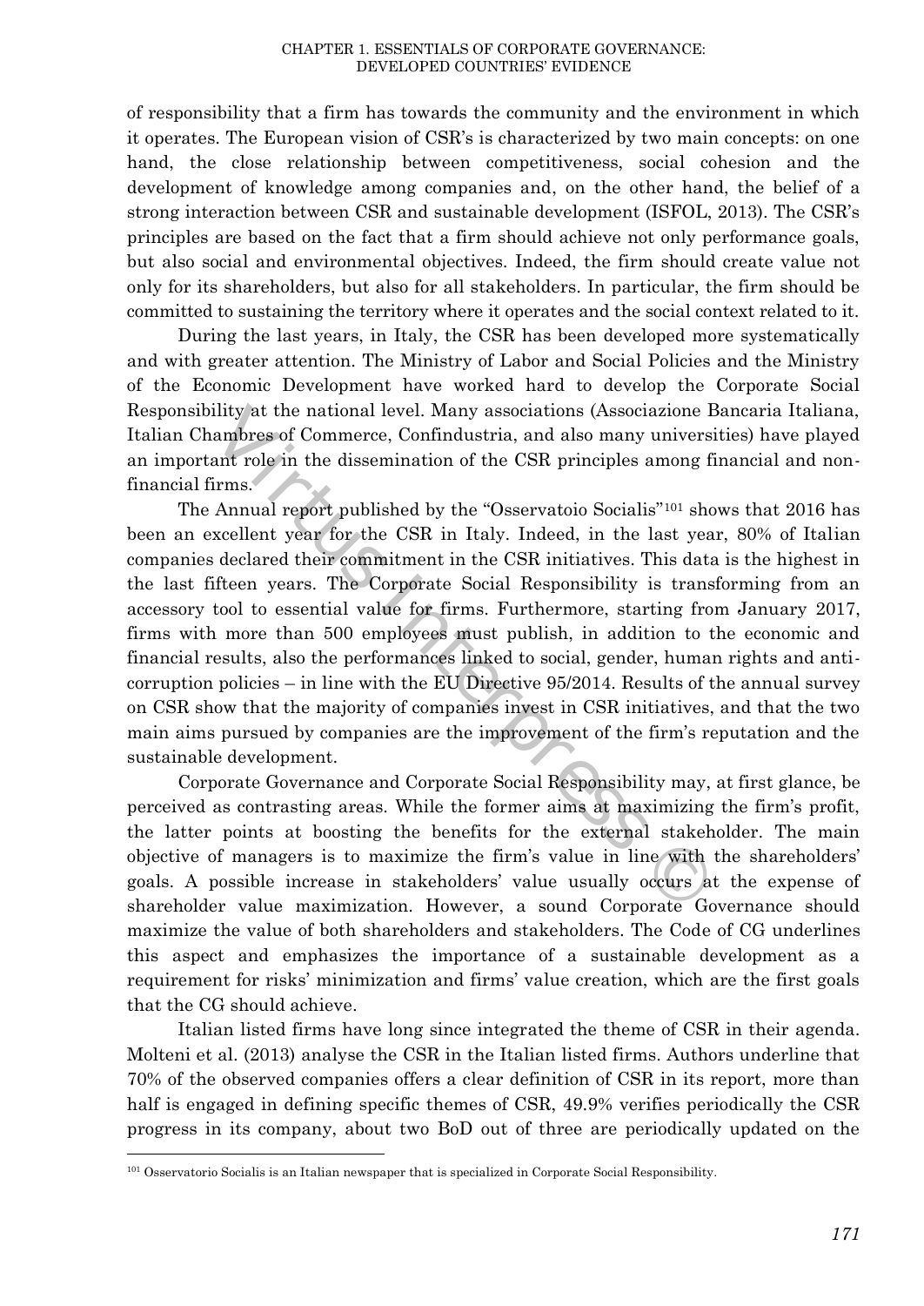of responsibility that a firm has towards the community and the environment in which it operates. The European vision of CSR's is characterized by two main concepts: on one hand, the close relationship between competitiveness, social cohesion and the development of knowledge among companies and, on the other hand, the belief of a strong interaction between CSR and sustainable development (ISFOL, 2013). The CSR's principles are based on the fact that a firm should achieve not only performance goals, but also social and environmental objectives. Indeed, the firm should create value not only for its shareholders, but also for all stakeholders. In particular, the firm should be committed to sustaining the territory where it operates and the social context related to it.

During the last years, in Italy, the CSR has been developed more systematically and with greater attention. The Ministry of Labor and Social Policies and the Ministry of the Economic Development have worked hard to develop the Corporate Social Responsibility at the national level. Many associations (Associazione Bancaria Italiana, Italian Chambres of Commerce, Confindustria, and also many universities) have played an important role in the dissemination of the CSR principles among financial and non-financial firms.

The Annual report published by the "Osservatoio Socialis"[101] shows that 2016 has been an excellent year for the CSR in Italy. Indeed, in the last year, 80% of Italian companies declared their commitment in the CSR initiatives. This data is the highest in the last fifteen years. The Corporate Social Responsibility is transforming from an accessory tool to essential value for firms. Furthermore, starting from January 2017, firms with more than 500 employees must publish, in addition to the economic and financial results, also the performances linked to social, gender, human rights and anti-corruption policies – in line with the EU Directive 95/2014. Results of the annual survey on CSR show that the majority of companies invest in CSR initiatives, and that the two main aims pursued by companies are the improvement of the firm's reputation and the sustainable development.

Corporate Governance and Corporate Social Responsibility may, at first glance, be perceived as contrasting areas. While the former aims at maximizing the firm's profit, the latter points at boosting the benefits for the external stakeholder. The main objective of managers is to maximize the firm's value in line with the shareholders' goals. A possible increase in stakeholders' value usually occurs at the expense of shareholder value maximization. However, a sound Corporate Governance should maximize the value of both shareholders and stakeholders. The Code of CG underlines this aspect and emphasizes the importance of a sustainable development as a requirement for risks' minimization and firms' value creation, which are the first goals that the CG should achieve.

Italian listed firms have long since integrated the theme of CSR in their agenda. Molteni et al. (2013) analyse the CSR in the Italian listed firms. Authors underline that 70% of the observed companies offers a clear definition of CSR in its report, more than half is engaged in defining specific themes of CSR, 49.9% verifies periodically the CSR progress in its company, about two BoD out of three are periodically updated on the

[101] Osservatorio Socialis is an Italian newspaper that is specialized in Corporate Social Responsibility.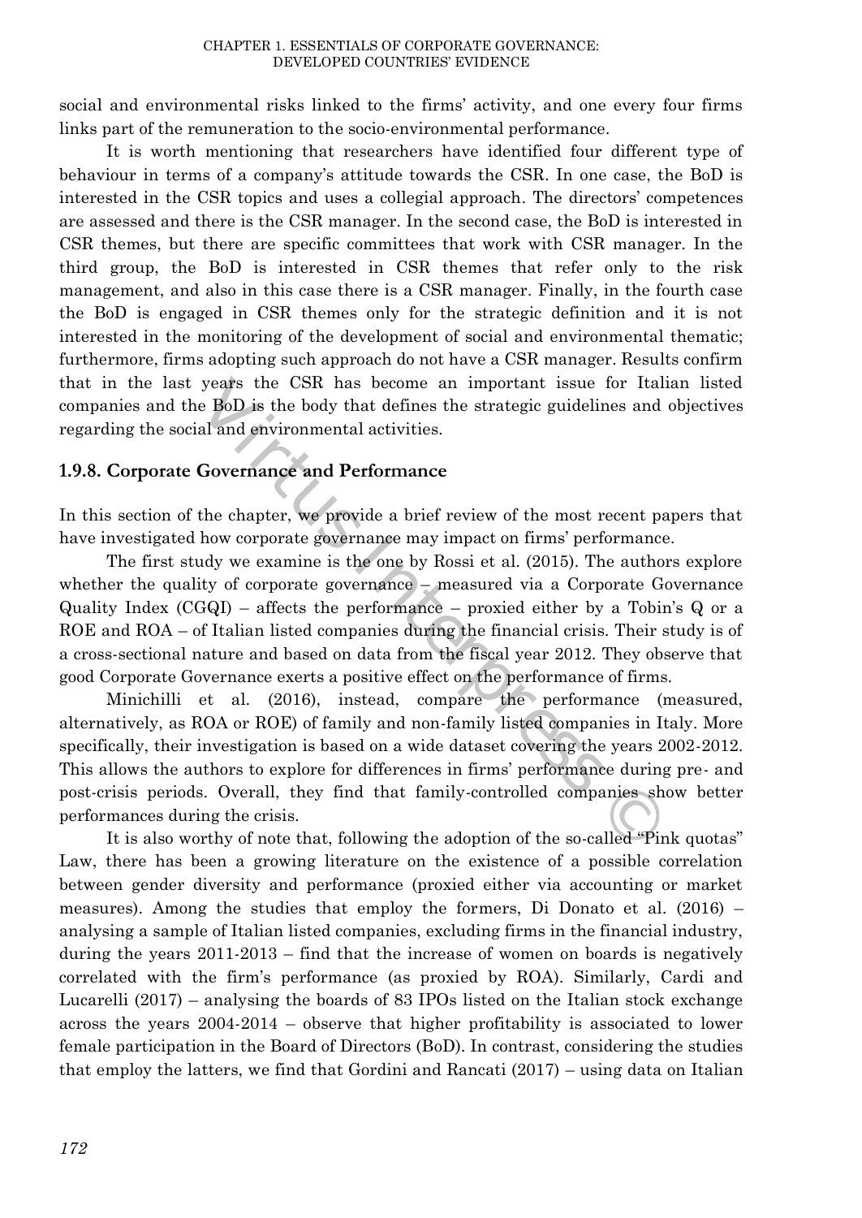social and environmental risks linked to the firms' activity, and one every four firms links part of the remuneration to the socio-environmental performance.

It is worth mentioning that researchers have identified four different type of behaviour in terms of a company's attitude towards the CSR. In one case, the BoD is interested in the CSR topics and uses a collegial approach. The directors' competences are assessed and there is the CSR manager. In the second case, the BoD is interested in CSR themes, but there are specific committees that work with CSR manager. In the third group, the BoD is interested in CSR themes that refer only to the risk management, and also in this case there is a CSR manager. Finally, in the fourth case the BoD is engaged in CSR themes only for the strategic definition and it is not interested in the monitoring of the development of social and environmental thematic; furthermore, firms adopting such approach do not have a CSR manager. Results confirm that in the last years the CSR has become an important issue for Italian listed companies and the BoD is the body that defines the strategic guidelines and objectives regarding the social and environmental activities.

### 1.9.8. Corporate Governance and Performance

In this section of the chapter, we provide a brief review of the most recent papers that have investigated how corporate governance may impact on firms' performance.

The first study we examine is the one by Rossi et al. (2015). The authors explore whether the quality of corporate governance – measured via a Corporate Governance Quality Index (CGQI) – affects the performance – proxied either by a Tobin's Q or a ROE and ROA – of Italian listed companies during the financial crisis. Their study is of a cross-sectional nature and based on data from the fiscal year 2012. They observe that good Corporate Governance exerts a positive effect on the performance of firms.

Minichilli et al. (2016), instead, compare the performance (measured, alternatively, as ROA or ROE) of family and non-family listed companies in Italy. More specifically, their investigation is based on a wide dataset covering the years 2002-2012. This allows the authors to explore for differences in firms' performance during pre- and post-crisis periods. Overall, they find that family-controlled companies show better performances during the crisis.

It is also worthy of note that, following the adoption of the so-called "Pink quotas" Law, there has been a growing literature on the existence of a possible correlation between gender diversity and performance (proxied either via accounting or market measures). Among the studies that employ the formers, Di Donato et al. (2016) – analysing a sample of Italian listed companies, excluding firms in the financial industry, during the years 2011-2013 – find that the increase of women on boards is negatively correlated with the firm's performance (as proxied by ROA). Similarly, Cardi and Lucarelli (2017) – analysing the boards of 83 IPOs listed on the Italian stock exchange across the years 2004-2014 – observe that higher profitability is associated to lower female participation in the Board of Directors (BoD). In contrast, considering the studies that employ the latters, we find that Gordini and Rancati (2017) – using data on Italian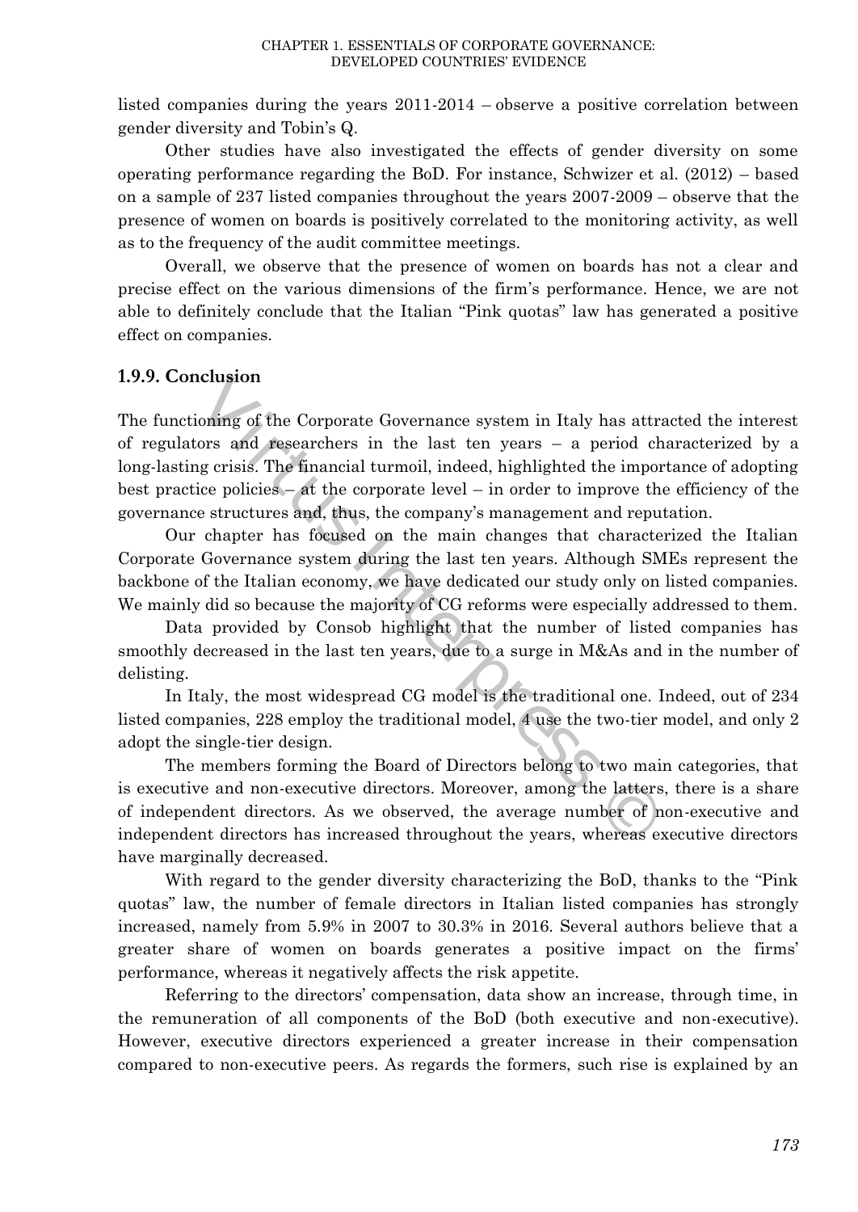listed companies during the years 2011-2014 – observe a positive correlation between gender diversity and Tobin's Q.

Other studies have also investigated the effects of gender diversity on some operating performance regarding the BoD. For instance, Schwizer et al. (2012) – based on a sample of 237 listed companies throughout the years 2007-2009 – observe that the presence of women on boards is positively correlated to the monitoring activity, as well as to the frequency of the audit committee meetings.

Overall, we observe that the presence of women on boards has not a clear and precise effect on the various dimensions of the firm's performance. Hence, we are not able to definitely conclude that the Italian "Pink quotas" law has generated a positive effect on companies.

### 1.9.9. Conclusion

The functioning of the Corporate Governance system in Italy has attracted the interest of regulators and researchers in the last ten years – a period characterized by a long-lasting crisis. The financial turmoil, indeed, highlighted the importance of adopting best practice policies – at the corporate level – in order to improve the efficiency of the governance structures and, thus, the company's management and reputation.

Our chapter has focused on the main changes that characterized the Italian Corporate Governance system during the last ten years. Although SMEs represent the backbone of the Italian economy, we have dedicated our study only on listed companies. We mainly did so because the majority of CG reforms were especially addressed to them.

Data provided by Consob highlight that the number of listed companies has smoothly decreased in the last ten years, due to a surge in M&As and in the number of delisting.

In Italy, the most widespread CG model is the traditional one. Indeed, out of 234 listed companies, 228 employ the traditional model, 4 use the two-tier model, and only 2 adopt the single-tier design.

The members forming the Board of Directors belong to two main categories, that is executive and non-executive directors. Moreover, among the latters, there is a share of independent directors. As we observed, the average number of non-executive and independent directors has increased throughout the years, whereas executive directors have marginally decreased.

With regard to the gender diversity characterizing the BoD, thanks to the "Pink quotas" law, the number of female directors in Italian listed companies has strongly increased, namely from 5.9% in 2007 to 30.3% in 2016. Several authors believe that a greater share of women on boards generates a positive impact on the firms' performance, whereas it negatively affects the risk appetite.

Referring to the directors' compensation, data show an increase, through time, in the remuneration of all components of the BoD (both executive and non-executive). However, executive directors experienced a greater increase in their compensation compared to non-executive peers. As regards the formers, such rise is explained by an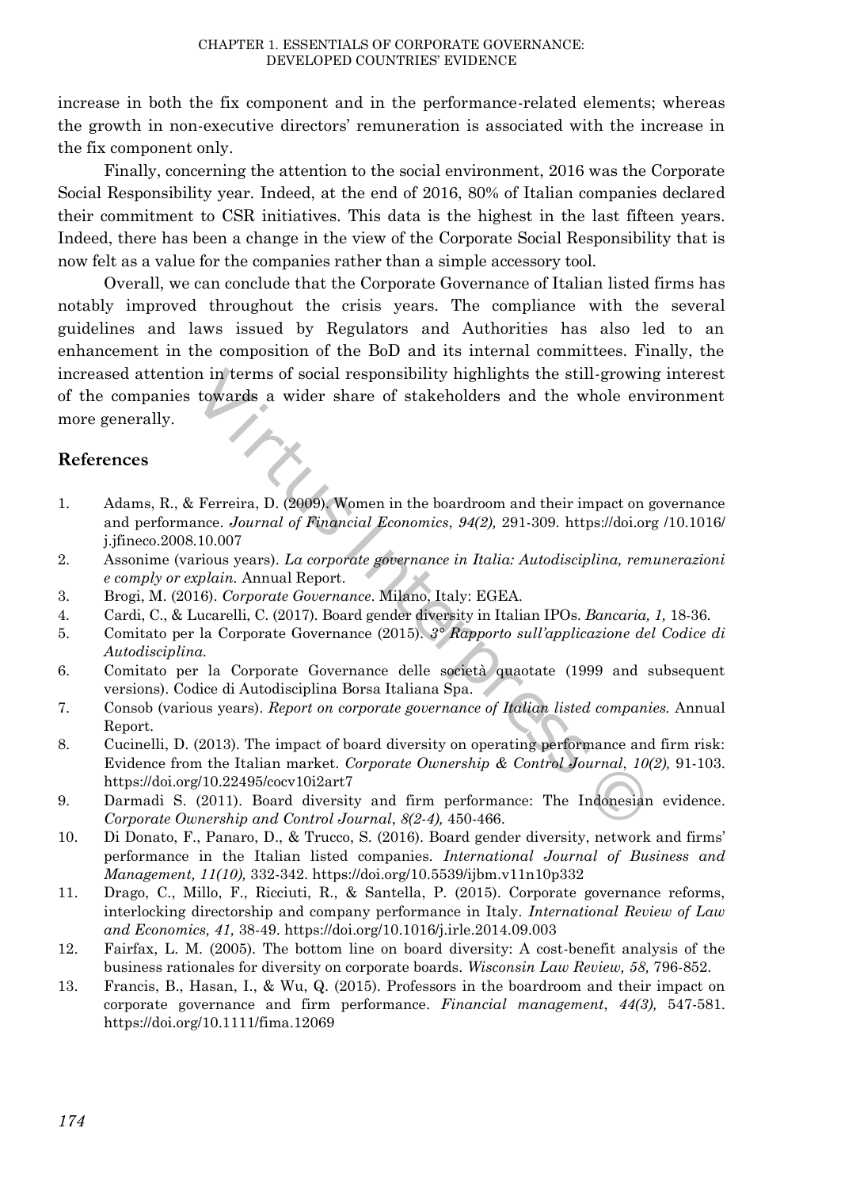increase in both the fix component and in the performance-related elements; whereas the growth in non-executive directors' remuneration is associated with the increase in the fix component only.

Finally, concerning the attention to the social environment, 2016 was the Corporate Social Responsibility year. Indeed, at the end of 2016, 80% of Italian companies declared their commitment to CSR initiatives. This data is the highest in the last fifteen years. Indeed, there has been a change in the view of the Corporate Social Responsibility that is now felt as a value for the companies rather than a simple accessory tool.

Overall, we can conclude that the Corporate Governance of Italian listed firms has notably improved throughout the crisis years. The compliance with the several guidelines and laws issued by Regulators and Authorities has also led to an enhancement in the composition of the BoD and its internal committees. Finally, the increased attention in terms of social responsibility highlights the still-growing interest of the companies towards a wider share of stakeholders and the whole environment more generally.

## References

1. Adams, R., & Ferreira, D. (2009). Women in the boardroom and their impact on governance and performance. *Journal of Financial Economics*, *94(2),* 291-309. https://doi.org /10.1016/ j.jfineco.2008.10.007
2. Assonime (various years). *La corporate governance in Italia: Autodisciplina, remunerazioni e comply or explain.* Annual Report.
3. Brogi, M. (2016). *Corporate Governance*. Milano, Italy: EGEA.
4. Cardi, C., & Lucarelli, C. (2017). Board gender diversity in Italian IPOs. *Bancaria, 1,* 18-36.
5. Comitato per la Corporate Governance (2015). *3° Rapporto sull'applicazione del Codice di Autodisciplina.*
6. Comitato per la Corporate Governance delle società quaotate (1999 and subsequent versions). Codice di Autodisciplina Borsa Italiana Spa.
7. Consob (various years). *Report on corporate governance of Italian listed companies.* Annual Report.
8. Cucinelli, D. (2013). The impact of board diversity on operating performance and firm risk: Evidence from the Italian market. *Corporate Ownership & Control Journal*, *10(2),* 91-103. https://doi.org/10.22495/cocv10i2art7
9. Darmadi S. (2011). Board diversity and firm performance: The Indonesian evidence. *Corporate Ownership and Control Journal*, *8(2-4),* 450-466.
10. Di Donato, F., Panaro, D., & Trucco, S. (2016). Board gender diversity, network and firms' performance in the Italian listed companies. *International Journal of Business and Management, 11(10),* 332-342. https://doi.org/10.5539/ijbm.v11n10p332
11. Drago, C., Millo, F., Ricciuti, R., & Santella, P. (2015). Corporate governance reforms, interlocking directorship and company performance in Italy. *International Review of Law and Economics, 41,* 38-49. https://doi.org/10.1016/j.irle.2014.09.003
12. Fairfax, L. M. (2005). The bottom line on board diversity: A cost-benefit analysis of the business rationales for diversity on corporate boards. *Wisconsin Law Review, 58,* 796-852.
13. Francis, B., Hasan, I., & Wu, Q. (2015). Professors in the boardroom and their impact on corporate governance and firm performance. *Financial management*, *44(3),* 547-581. https://doi.org/10.1111/fima.12069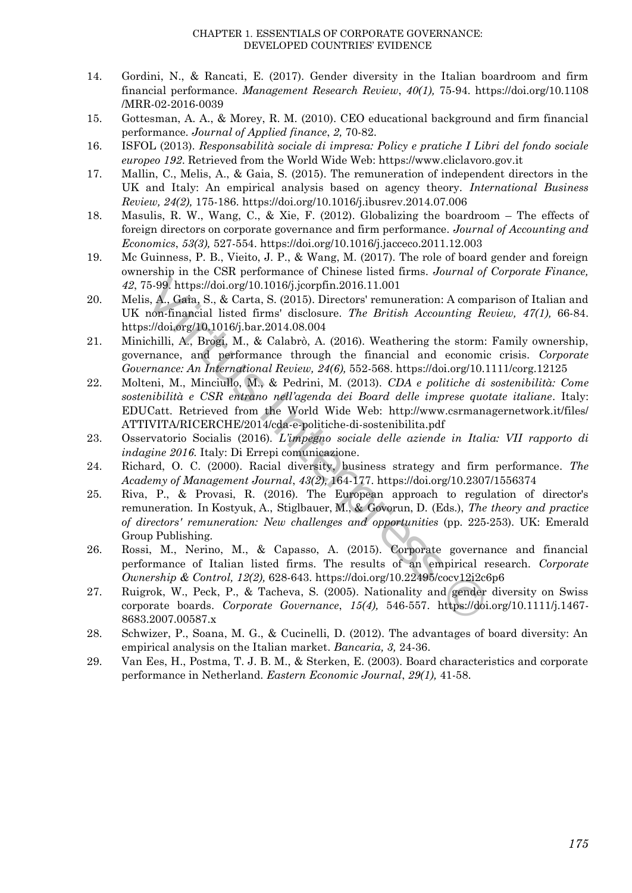14. Gordini, N., & Rancati, E. (2017). Gender diversity in the Italian boardroom and firm financial performance. *Management Research Review*, *40(1),* 75-94. https://doi.org/10.1108/MRR-02-2016-0039
15. Gottesman, A. A., & Morey, R. M. (2010). CEO educational background and firm financial performance. *Journal of Applied finance*, *2,* 70-82.
16. ISFOL (2013). *Responsabilità sociale di impresa: Policy e pratiche I Libri del fondo sociale europeo 192*. Retrieved from the World Wide Web: https://www.cliclavoro.gov.it
17. Mallin, C., Melis, A., & Gaia, S. (2015). The remuneration of independent directors in the UK and Italy: An empirical analysis based on agency theory. *International Business Review, 24(2),* 175-186. https://doi.org/10.1016/j.ibusrev.2014.07.006
18. Masulis, R. W., Wang, C., & Xie, F. (2012). Globalizing the boardroom – The effects of foreign directors on corporate governance and firm performance. *Journal of Accounting and Economics*, *53(3),* 527-554. https://doi.org/10.1016/j.jacceco.2011.12.003
19. Mc Guinness, P. B., Vieito, J. P., & Wang, M. (2017). The role of board gender and foreign ownership in the CSR performance of Chinese listed firms. *Journal of Corporate Finance, 42*, 75-99. https://doi.org/10.1016/j.jcorpfin.2016.11.001
20. Melis, A., Gaia, S., & Carta, S. (2015). Directors' remuneration: A comparison of Italian and UK non-financial listed firms' disclosure. *The British Accounting Review, 47(1),* 66-84. https://doi.org/10.1016/j.bar.2014.08.004
21. Minichilli, A., Brogi, M., & Calabrò, A. (2016). Weathering the storm: Family ownership, governance, and performance through the financial and economic crisis. *Corporate Governance: An International Review, 24(6),* 552-568. https://doi.org/10.1111/corg.12125
22. Molteni, M., Minciullo, M., & Pedrini, M. (2013). *CDA e politiche di sostenibilità: Come sostenibilità e CSR entrano nell'agenda dei Board delle imprese quotate italiane*. Italy: EDUCatt. Retrieved from the World Wide Web: http://www.csrmanagernetwork.it/files/ATTIVITA/RICERCHE/2014/cda-e-politiche-di-sostenibilita.pdf
23. Osservatorio Socialis (2016). *L'impegno sociale delle aziende in Italia: VII rapporto di indagine 2016*. Italy: Di Errepi comunicazione.
24. Richard, O. C. (2000). Racial diversity, business strategy and firm performance. *The Academy of Management Journal*, *43(2),* 164-177. https://doi.org/10.2307/1556374
25. Riva, P., & Provasi, R. (2016). The European approach to regulation of director's remuneration. In Kostyuk, A., Stiglbauer, M., & Govorun, D. (Eds.), *The theory and practice of directors' remuneration: New challenges and opportunities* (pp. 225-253). UK: Emerald Group Publishing.
26. Rossi, M., Nerino, M., & Capasso, A. (2015). Corporate governance and financial performance of Italian listed firms. The results of an empirical research. *Corporate Ownership & Control, 12(2),* 628-643. https://doi.org/10.22495/cocv12i2c6p6
27. Ruigrok, W., Peck, P., & Tacheva, S. (2005). Nationality and gender diversity on Swiss corporate boards. *Corporate Governance*, *15(4),* 546-557. https://doi.org/10.1111/j.1467-8683.2007.00587.x
28. Schwizer, P., Soana, M. G., & Cucinelli, D. (2012). The advantages of board diversity: An empirical analysis on the Italian market. *Bancaria, 3,* 24-36.
29. Van Ees, H., Postma, T. J. B. M., & Sterken, E. (2003). Board characteristics and corporate performance in Netherland. *Eastern Economic Journal*, *29(1),* 41-58.